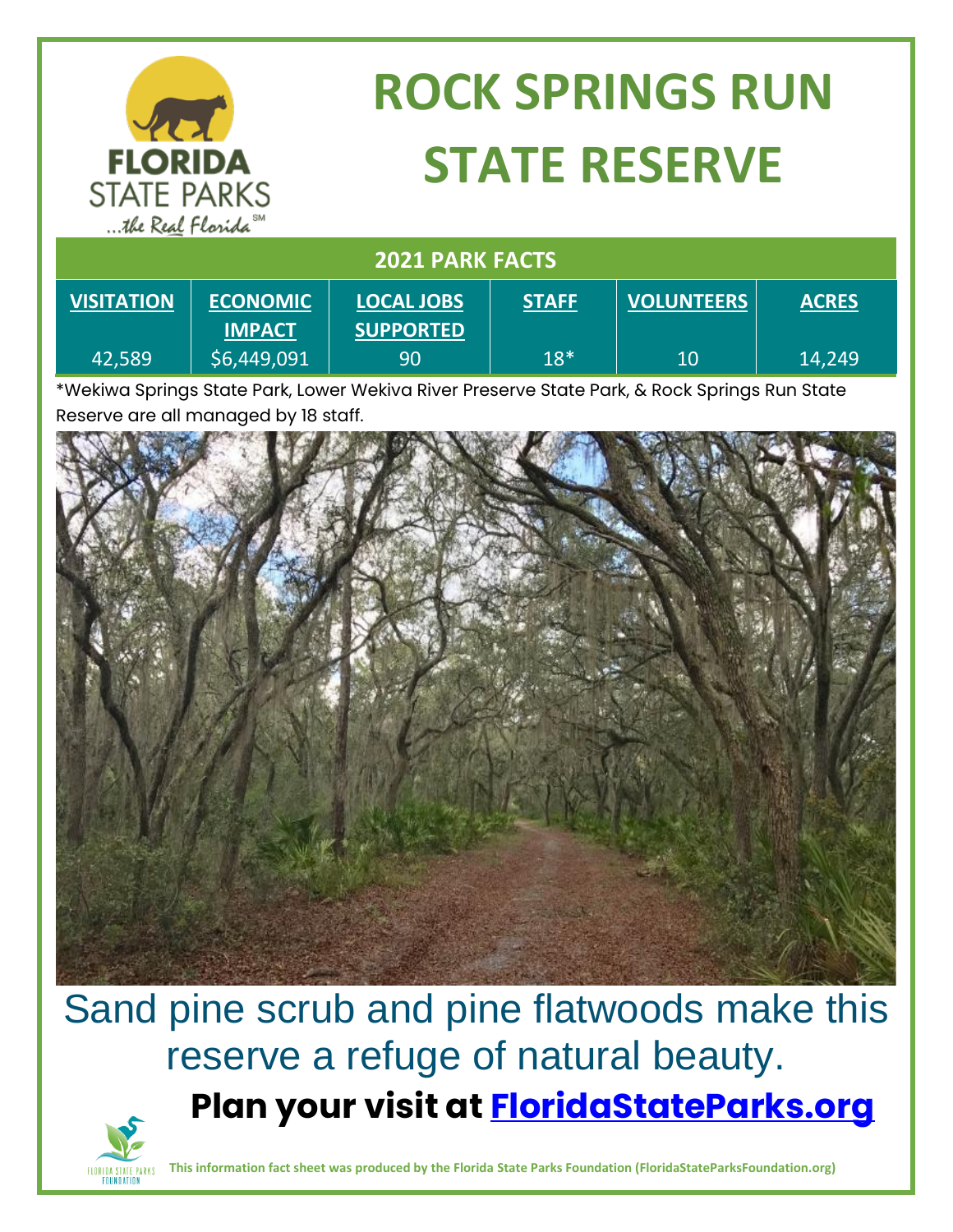# ROCK SPRINGS RUN STATE RESERVE

| 2021 PARK FACTS | | | | | |
|---|---|---|---|---|---|
| **VISITATION** | **ECONOMIC IMPACT** | **LOCAL JOBS SUPPORTED** | **STAFF** | **VOLUNTEERS** | **ACRES** |
| 42,589 | $6,449,091 | 90 | 18* | 10 | 14,249 |

*Wekiwa Springs State Park, Lower Wekiva River Preserve State Park, & Rock Springs Run State Reserve are all managed by 18 staff.

Sand pine scrub and pine flatwoods make this reserve a refuge of natural beauty.

**Plan your visit at [FloridaStateParks.org](https://FloridaStateParks.org)**

**This information fact sheet was produced by the Florida State Parks Foundation (FloridaStateParksFoundation.org)**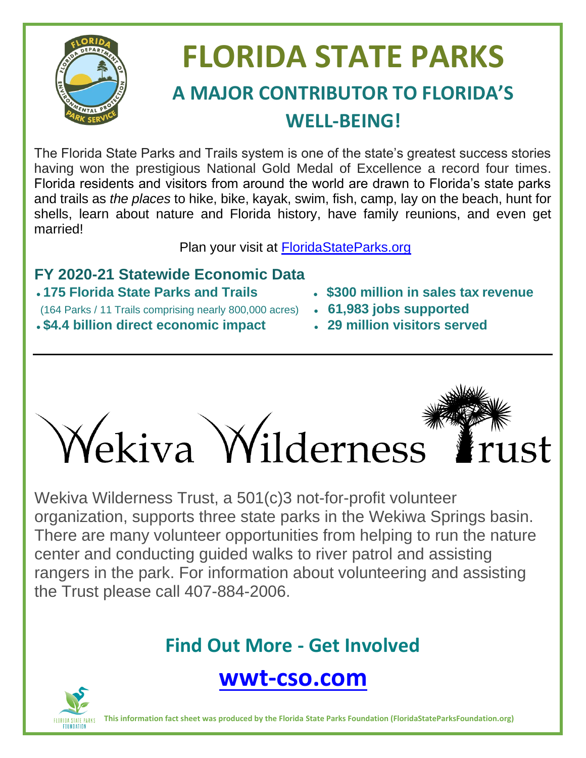# FLORIDA STATE PARKS

## A MAJOR CONTRIBUTOR TO FLORIDA'S WELL-BEING!

The Florida State Parks and Trails system is one of the state's greatest success stories having won the prestigious National Gold Medal of Excellence a record four times. Florida residents and visitors from around the world are drawn to Florida's state parks and trails as *the places* to hike, bike, kayak, swim, fish, camp, lay on the beach, hunt for shells, learn about nature and Florida history, have family reunions, and even get married!

Plan your visit at [FloridaStateParks.org](https://FloridaStateParks.org)

### FY 2020-21 Statewide Economic Data

- **175 Florida State Parks and Trails** (164 Parks / 11 Trails comprising nearly 800,000 acres)
- **$4.4 billion direct economic impact**
- **$300 million in sales tax revenue**
- **61,983 jobs supported**
- **29 million visitors served**

---

# Wekiva Wilderness Trust

Wekiva Wilderness Trust, a 501(c)3 not-for-profit volunteer organization, supports three state parks in the Wekiwa Springs basin. There are many volunteer opportunities from helping to run the nature center and conducting guided walks to river patrol and assisting rangers in the park. For information about volunteering and assisting the Trust please call 407-884-2006.

## Find Out More - Get Involved

## [wwt-cso.com](https://wwt-cso.com)

**This information fact sheet was produced by the Florida State Parks Foundation (FloridaStateParksFoundation.org)**